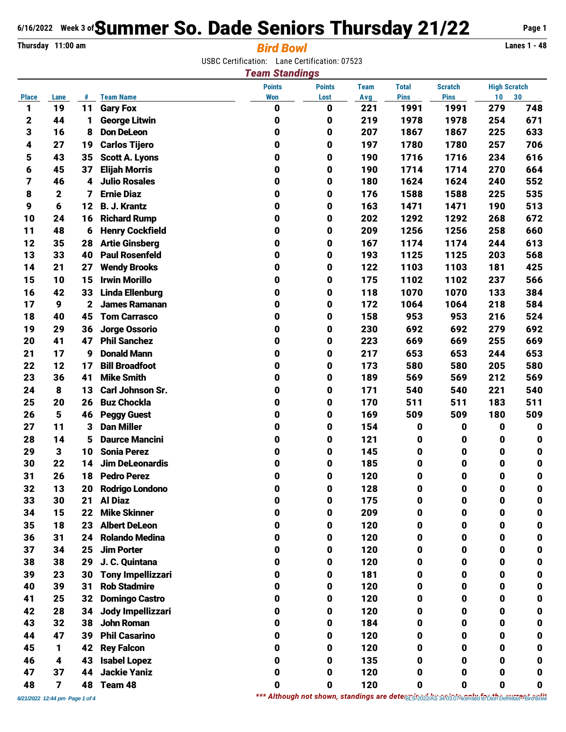6/16/2022 Week 3 of

# Summer So. Dade Seniors Thursday 21/22

Thursday 11:00 am

## *Bird Bowl*

Lanes 1 - 48

USBC Certification: Lane Certification: 07523

### *Team Standings*

| Place | Lane | # | Team Name | Points Won | Points Lost | Team Avg | Total Pins | Scratch Pins | High Scratch 10 | High Scratch 30 |
|---|---|---|---|---|---|---|---|---|---|---|
| 1 | 19 | 11 | Gary Fox | 0 | 0 | 221 | 1991 | 1991 | 279 | 748 |
| 2 | 44 | 1 | George Litwin | 0 | 0 | 219 | 1978 | 1978 | 254 | 671 |
| 3 | 16 | 8 | Don DeLeon | 0 | 0 | 207 | 1867 | 1867 | 225 | 633 |
| 4 | 27 | 19 | Carlos Tijero | 0 | 0 | 197 | 1780 | 1780 | 257 | 706 |
| 5 | 43 | 35 | Scott A. Lyons | 0 | 0 | 190 | 1716 | 1716 | 234 | 616 |
| 6 | 45 | 37 | Elijah Morris | 0 | 0 | 190 | 1714 | 1714 | 270 | 664 |
| 7 | 46 | 4 | Julio Rosales | 0 | 0 | 180 | 1624 | 1624 | 240 | 552 |
| 8 | 2 | 7 | Ernie Diaz | 0 | 0 | 176 | 1588 | 1588 | 225 | 535 |
| 9 | 6 | 12 | B. J. Krantz | 0 | 0 | 163 | 1471 | 1471 | 190 | 513 |
| 10 | 24 | 16 | Richard Rump | 0 | 0 | 202 | 1292 | 1292 | 268 | 672 |
| 11 | 48 | 6 | Henry Cockfield | 0 | 0 | 209 | 1256 | 1256 | 258 | 660 |
| 12 | 35 | 28 | Artie Ginsberg | 0 | 0 | 167 | 1174 | 1174 | 244 | 613 |
| 13 | 33 | 40 | Paul Rosenfeld | 0 | 0 | 193 | 1125 | 1125 | 203 | 568 |
| 14 | 21 | 27 | Wendy Brooks | 0 | 0 | 122 | 1103 | 1103 | 181 | 425 |
| 15 | 10 | 15 | Irwin Morillo | 0 | 0 | 175 | 1102 | 1102 | 237 | 566 |
| 16 | 42 | 33 | Linda Ellenburg | 0 | 0 | 118 | 1070 | 1070 | 133 | 384 |
| 17 | 9 | 2 | James Ramanan | 0 | 0 | 172 | 1064 | 1064 | 218 | 584 |
| 18 | 40 | 45 | Tom Carrasco | 0 | 0 | 158 | 953 | 953 | 216 | 524 |
| 19 | 29 | 36 | Jorge Ossorio | 0 | 0 | 230 | 692 | 692 | 279 | 692 |
| 20 | 41 | 47 | Phil Sanchez | 0 | 0 | 223 | 669 | 669 | 255 | 669 |
| 21 | 17 | 9 | Donald Mann | 0 | 0 | 217 | 653 | 653 | 244 | 653 |
| 22 | 12 | 17 | Bill Broadfoot | 0 | 0 | 173 | 580 | 580 | 205 | 580 |
| 23 | 36 | 41 | Mike Smith | 0 | 0 | 189 | 569 | 569 | 212 | 569 |
| 24 | 8 | 13 | Carl Johnson Sr. | 0 | 0 | 171 | 540 | 540 | 221 | 540 |
| 25 | 20 | 26 | Buz Chockla | 0 | 0 | 170 | 511 | 511 | 183 | 511 |
| 26 | 5 | 46 | Peggy Guest | 0 | 0 | 169 | 509 | 509 | 180 | 509 |
| 27 | 11 | 3 | Dan Miller | 0 | 0 | 154 | 0 | 0 | 0 | 0 |
| 28 | 14 | 5 | Daurce Mancini | 0 | 0 | 121 | 0 | 0 | 0 | 0 |
| 29 | 3 | 10 | Sonia Perez | 0 | 0 | 145 | 0 | 0 | 0 | 0 |
| 30 | 22 | 14 | Jim DeLeonardis | 0 | 0 | 185 | 0 | 0 | 0 | 0 |
| 31 | 26 | 18 | Pedro Perez | 0 | 0 | 120 | 0 | 0 | 0 | 0 |
| 32 | 13 | 20 | Rodrigo Londono | 0 | 0 | 128 | 0 | 0 | 0 | 0 |
| 33 | 30 | 21 | Al Diaz | 0 | 0 | 175 | 0 | 0 | 0 | 0 |
| 34 | 15 | 22 | Mike Skinner | 0 | 0 | 209 | 0 | 0 | 0 | 0 |
| 35 | 18 | 23 | Albert DeLeon | 0 | 0 | 120 | 0 | 0 | 0 | 0 |
| 36 | 31 | 24 | Rolando Medina | 0 | 0 | 120 | 0 | 0 | 0 | 0 |
| 37 | 34 | 25 | Jim Porter | 0 | 0 | 120 | 0 | 0 | 0 | 0 |
| 38 | 38 | 29 | J. C. Quintana | 0 | 0 | 120 | 0 | 0 | 0 | 0 |
| 39 | 23 | 30 | Tony Impellizzari | 0 | 0 | 181 | 0 | 0 | 0 | 0 |
| 40 | 39 | 31 | Rob Stadmire | 0 | 0 | 120 | 0 | 0 | 0 | 0 |
| 41 | 25 | 32 | Domingo Castro | 0 | 0 | 120 | 0 | 0 | 0 | 0 |
| 42 | 28 | 34 | Jody Impellizzari | 0 | 0 | 120 | 0 | 0 | 0 | 0 |
| 43 | 32 | 38 | John Roman | 0 | 0 | 184 | 0 | 0 | 0 | 0 |
| 44 | 47 | 39 | Phil Casarino | 0 | 0 | 120 | 0 | 0 | 0 | 0 |
| 45 | 1 | 42 | Rey Falcon | 0 | 0 | 120 | 0 | 0 | 0 | 0 |
| 46 | 4 | 43 | Isabel Lopez | 0 | 0 | 135 | 0 | 0 | 0 | 0 |
| 47 | 37 | 44 | Jackie Yaniz | 0 | 0 | 120 | 0 | 0 | 0 | 0 |
| 48 | 7 | 48 | Team 48 | 0 | 0 | 120 | 0 | 0 | 0 | 0 |

*** Although not shown, standings are determined by points only for the current split

6/21/2022 12:44 pm

BLS-2022/AS 34.03.07 licensed to Dion Defreitas - Bird Bowl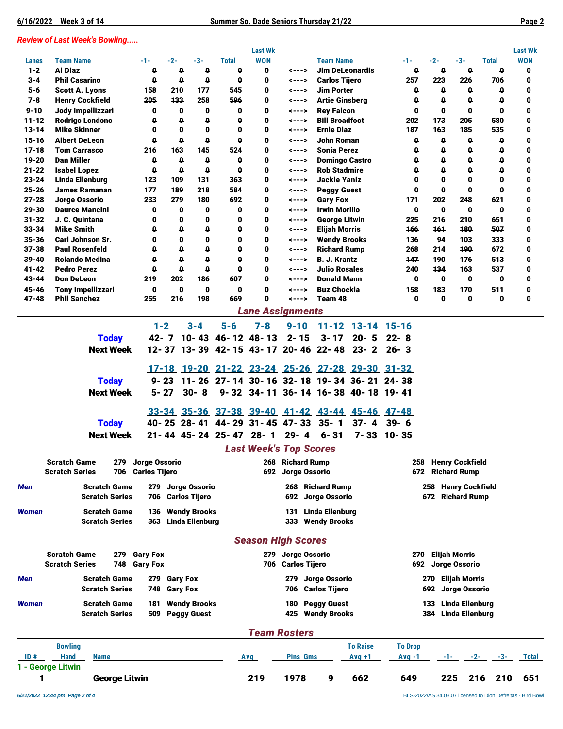## Review of Last Week's Bowling.....

| Lanes | Team Name | -1- | -2- | -3- | Total | Last Wk WON | | Team Name | -1- | -2- | -3- | Total | Last Wk WON |
|---|---|---|---|---|---|---|---|---|---|---|---|---|---|
| 1-2 | Al Diaz | 0 | 0 | 0 | 0 | 0 | <---> | Jim DeLeonardis | 0 | 0 | 0 | 0 | 0 |
| 3-4 | Phil Casarino | 0 | 0 | 0 | 0 | 0 | <---> | Carlos Tijero | 257 | 223 | 226 | 706 | 0 |
| 5-6 | Scott A. Lyons | 158 | 210 | 177 | 545 | 0 | <---> | Jim Porter | 0 | 0 | 0 | 0 | 0 |
| 7-8 | Henry Cockfield | 205 | 133 | 258 | 596 | 0 | <---> | Artie Ginsberg | 0 | 0 | 0 | 0 | 0 |
| 9-10 | Jody Impellizzari | 0 | 0 | 0 | 0 | 0 | <---> | Rey Falcon | 0 | 0 | 0 | 0 | 0 |
| 11-12 | Rodrigo Londono | 0 | 0 | 0 | 0 | 0 | <---> | Bill Broadfoot | 202 | 173 | 205 | 580 | 0 |
| 13-14 | Mike Skinner | 0 | 0 | 0 | 0 | 0 | <---> | Ernie Diaz | 187 | 163 | 185 | 535 | 0 |
| 15-16 | Albert DeLeon | 0 | 0 | 0 | 0 | 0 | <---> | John Roman | 0 | 0 | 0 | 0 | 0 |
| 17-18 | Tom Carrasco | 216 | 163 | 145 | 524 | 0 | <---> | Sonia Perez | 0 | 0 | 0 | 0 | 0 |
| 19-20 | Dan Miller | 0 | 0 | 0 | 0 | 0 | <---> | Domingo Castro | 0 | 0 | 0 | 0 | 0 |
| 21-22 | Isabel Lopez | 0 | 0 | 0 | 0 | 0 | <---> | Rob Stadmire | 0 | 0 | 0 | 0 | 0 |
| 23-24 | Linda Ellenburg | 123 | 109 | 131 | 363 | 0 | <---> | Jackie Yaniz | 0 | 0 | 0 | 0 | 0 |
| 25-26 | James Ramanan | 177 | 189 | 218 | 584 | 0 | <---> | Peggy Guest | 0 | 0 | 0 | 0 | 0 |
| 27-28 | Jorge Ossorio | 233 | 279 | 180 | 692 | 0 | <---> | Gary Fox | 171 | 202 | 248 | 621 | 0 |
| 29-30 | Daurce Mancini | 0 | 0 | 0 | 0 | 0 | <---> | Irwin Morillo | 0 | 0 | 0 | 0 | 0 |
| 31-32 | J. C. Quintana | 0 | 0 | 0 | 0 | 0 | <---> | George Litwin | 225 | 216 | 210 | 651 | 0 |
| 33-34 | Mike Smith | 0 | 0 | 0 | 0 | 0 | <---> | Elijah Morris | 166 | 161 | 180 | 507 | 0 |
| 35-36 | Carl Johnson Sr. | 0 | 0 | 0 | 0 | 0 | <---> | Wendy Brooks | 136 | 94 | 103 | 333 | 0 |
| 37-38 | Paul Rosenfeld | 0 | 0 | 0 | 0 | 0 | <---> | Richard Rump | 268 | 214 | 190 | 672 | 0 |
| 39-40 | Rolando Medina | 0 | 0 | 0 | 0 | 0 | <---> | B. J. Krantz | 147 | 190 | 176 | 513 | 0 |
| 41-42 | Pedro Perez | 0 | 0 | 0 | 0 | 0 | <---> | Julio Rosales | 240 | 134 | 163 | 537 | 0 |
| 43-44 | Don DeLeon | 219 | 202 | 186 | 607 | 0 | <---> | Donald Mann | 0 | 0 | 0 | 0 | 0 |
| 45-46 | Tony Impellizzari | 0 | 0 | 0 | 0 | 0 | <---> | Buz Chockla | 158 | 183 | 170 | 511 | 0 |
| 47-48 | Phil Sanchez | 255 | 216 | 198 | 669 | 0 | <---> | Team 48 | 0 | 0 | 0 | 0 | 0 |

## Lane Assignments

| | 1-2 | 3-4 | 5-6 | 7-8 | 9-10 | 11-12 | 13-14 | 15-16 |
|---|---|---|---|---|---|---|---|---|
| Today | 42- 7 | 10- 43 | 46- 12 | 48- 13 | 2- 15 | 3- 17 | 20- 5 | 22- 8 |
| Next Week | 12- 37 | 13- 39 | 42- 15 | 43- 17 | 20- 46 | 22- 48 | 23- 2 | 26- 3 |

| | 17-18 | 19-20 | 21-22 | 23-24 | 25-26 | 27-28 | 29-30 | 31-32 |
|---|---|---|---|---|---|---|---|---|
| Today | 9- 23 | 11- 26 | 27- 14 | 30- 16 | 32- 18 | 19- 34 | 36- 21 | 24- 38 |
| Next Week | 5- 27 | 30- 8 | 9- 32 | 34- 11 | 36- 14 | 16- 38 | 40- 18 | 19- 41 |

| | 33-34 | 35-36 | 37-38 | 39-40 | 41-42 | 43-44 | 45-46 | 47-48 |
|---|---|---|---|---|---|---|---|---|
| Today | 40- 25 | 28- 41 | 44- 29 | 31- 45 | 47- 33 | 35- 1 | 37- 4 | 39- 6 |
| Next Week | 21- 44 | 45- 24 | 25- 47 | 28- 1 | 29- 4 | 6- 31 | 7- 33 | 10- 35 |

## Last Week's Top Scores

| | | | | |
|---|---|---|---|---|
| | Scratch Game | 279 Jorge Ossorio | 268 Richard Rump | 258 Henry Cockfield |
| | Scratch Series | 706 Carlos Tijero | 692 Jorge Ossorio | 672 Richard Rump |
| *Men* | Scratch Game | 279 Jorge Ossorio | 268 Richard Rump | 258 Henry Cockfield |
| | Scratch Series | 706 Carlos Tijero | 692 Jorge Ossorio | 672 Richard Rump |
| *Women* | Scratch Game | 136 Wendy Brooks | 131 Linda Ellenburg | |
| | Scratch Series | 363 Linda Ellenburg | 333 Wendy Brooks | |

## Season High Scores

| | | | | |
|---|---|---|---|---|
| | Scratch Game | 279 Gary Fox | 279 Jorge Ossorio | 270 Elijah Morris |
| | Scratch Series | 748 Gary Fox | 706 Carlos Tijero | 692 Jorge Ossorio |
| *Men* | Scratch Game | 279 Gary Fox | 279 Jorge Ossorio | 270 Elijah Morris |
| | Scratch Series | 748 Gary Fox | 706 Carlos Tijero | 692 Jorge Ossorio |
| *Women* | Scratch Game | 181 Wendy Brooks | 180 Peggy Guest | 133 Linda Ellenburg |
| | Scratch Series | 509 Peggy Guest | 425 Wendy Brooks | 384 Linda Ellenburg |

## Team Rosters

| ID # | Bowling Hand | Name | Avg | Pins | Gms | To Raise Avg +1 | To Drop Avg -1 | -1- | -2- | -3- | Total |
|---|---|---|---|---|---|---|---|---|---|---|---|
| **1 - George Litwin** | | | | | | | | | | | |
| 1 | | George Litwin | 219 | 1978 | 9 | 662 | 649 | 225 | 216 | 210 | 651 |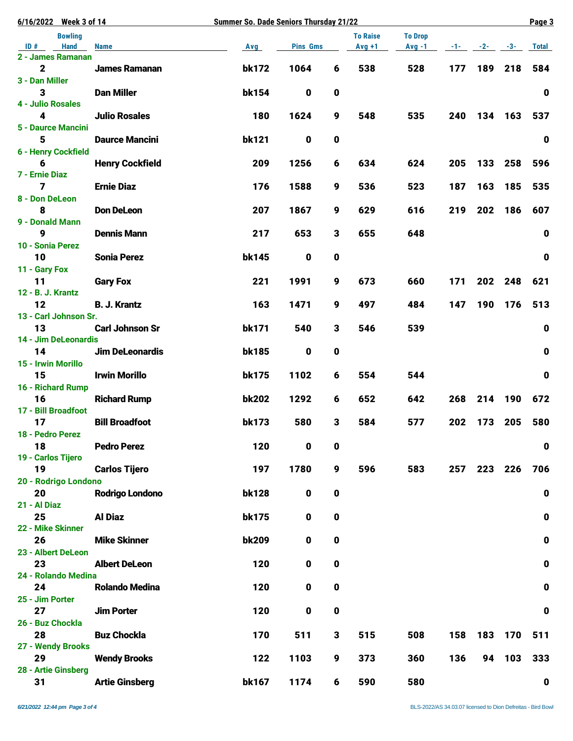| ID # | Bowling Hand | Name | Avg | Pins | Gms | To Raise Avg +1 | To Drop Avg -1 | -1- | -2- | -3- | Total |
|---|---|---|---|---|---|---|---|---|---|---|---|
| **2 - James Ramanan** | | | | | | | | | | | |
| 2 | | James Ramanan | bk172 | 1064 | 6 | 538 | 528 | 177 | 189 | 218 | 584 |
| **3 - Dan Miller** | | | | | | | | | | | |
| 3 | | Dan Miller | bk154 | 0 | 0 | | | | | | 0 |
| **4 - Julio Rosales** | | | | | | | | | | | |
| 4 | | Julio Rosales | 180 | 1624 | 9 | 548 | 535 | 240 | 134 | 163 | 537 |
| **5 - Daurce Mancini** | | | | | | | | | | | |
| 5 | | Daurce Mancini | bk121 | 0 | 0 | | | | | | 0 |
| **6 - Henry Cockfield** | | | | | | | | | | | |
| 6 | | Henry Cockfield | 209 | 1256 | 6 | 634 | 624 | 205 | 133 | 258 | 596 |
| **7 - Ernie Diaz** | | | | | | | | | | | |
| 7 | | Ernie Diaz | 176 | 1588 | 9 | 536 | 523 | 187 | 163 | 185 | 535 |
| **8 - Don DeLeon** | | | | | | | | | | | |
| 8 | | Don DeLeon | 207 | 1867 | 9 | 629 | 616 | 219 | 202 | 186 | 607 |
| **9 - Donald Mann** | | | | | | | | | | | |
| 9 | | Dennis Mann | 217 | 653 | 3 | 655 | 648 | | | | 0 |
| **10 - Sonia Perez** | | | | | | | | | | | |
| 10 | | Sonia Perez | bk145 | 0 | 0 | | | | | | 0 |
| **11 - Gary Fox** | | | | | | | | | | | |
| 11 | | Gary Fox | 221 | 1991 | 9 | 673 | 660 | 171 | 202 | 248 | 621 |
| **12 - B. J. Krantz** | | | | | | | | | | | |
| 12 | | B. J. Krantz | 163 | 1471 | 9 | 497 | 484 | 147 | 190 | 176 | 513 |
| **13 - Carl Johnson Sr.** | | | | | | | | | | | |
| 13 | | Carl Johnson Sr | bk171 | 540 | 3 | 546 | 539 | | | | 0 |
| **14 - Jim DeLeonardis** | | | | | | | | | | | |
| 14 | | Jim DeLeonardis | bk185 | 0 | 0 | | | | | | 0 |
| **15 - Irwin Morillo** | | | | | | | | | | | |
| 15 | | Irwin Morillo | bk175 | 1102 | 6 | 554 | 544 | | | | 0 |
| **16 - Richard Rump** | | | | | | | | | | | |
| 16 | | Richard Rump | bk202 | 1292 | 6 | 652 | 642 | 268 | 214 | 190 | 672 |
| **17 - Bill Broadfoot** | | | | | | | | | | | |
| 17 | | Bill Broadfoot | bk173 | 580 | 3 | 584 | 577 | 202 | 173 | 205 | 580 |
| **18 - Pedro Perez** | | | | | | | | | | | |
| 18 | | Pedro Perez | 120 | 0 | 0 | | | | | | 0 |
| **19 - Carlos Tijero** | | | | | | | | | | | |
| 19 | | Carlos Tijero | 197 | 1780 | 9 | 596 | 583 | 257 | 223 | 226 | 706 |
| **20 - Rodrigo Londono** | | | | | | | | | | | |
| 20 | | Rodrigo Londono | bk128 | 0 | 0 | | | | | | 0 |
| **21 - Al Diaz** | | | | | | | | | | | |
| 25 | | Al Diaz | bk175 | 0 | 0 | | | | | | 0 |
| **22 - Mike Skinner** | | | | | | | | | | | |
| 26 | | Mike Skinner | bk209 | 0 | 0 | | | | | | 0 |
| **23 - Albert DeLeon** | | | | | | | | | | | |
| 23 | | Albert DeLeon | 120 | 0 | 0 | | | | | | 0 |
| **24 - Rolando Medina** | | | | | | | | | | | |
| 24 | | Rolando Medina | 120 | 0 | 0 | | | | | | 0 |
| **25 - Jim Porter** | | | | | | | | | | | |
| 27 | | Jim Porter | 120 | 0 | 0 | | | | | | 0 |
| **26 - Buz Chockla** | | | | | | | | | | | |
| 28 | | Buz Chockla | 170 | 511 | 3 | 515 | 508 | 158 | 183 | 170 | 511 |
| **27 - Wendy Brooks** | | | | | | | | | | | |
| 29 | | Wendy Brooks | 122 | 1103 | 9 | 373 | 360 | 136 | 94 | 103 | 333 |
| **28 - Artie Ginsberg** | | | | | | | | | | | |
| 31 | | Artie Ginsberg | bk167 | 1174 | 6 | 590 | 580 | | | | 0 |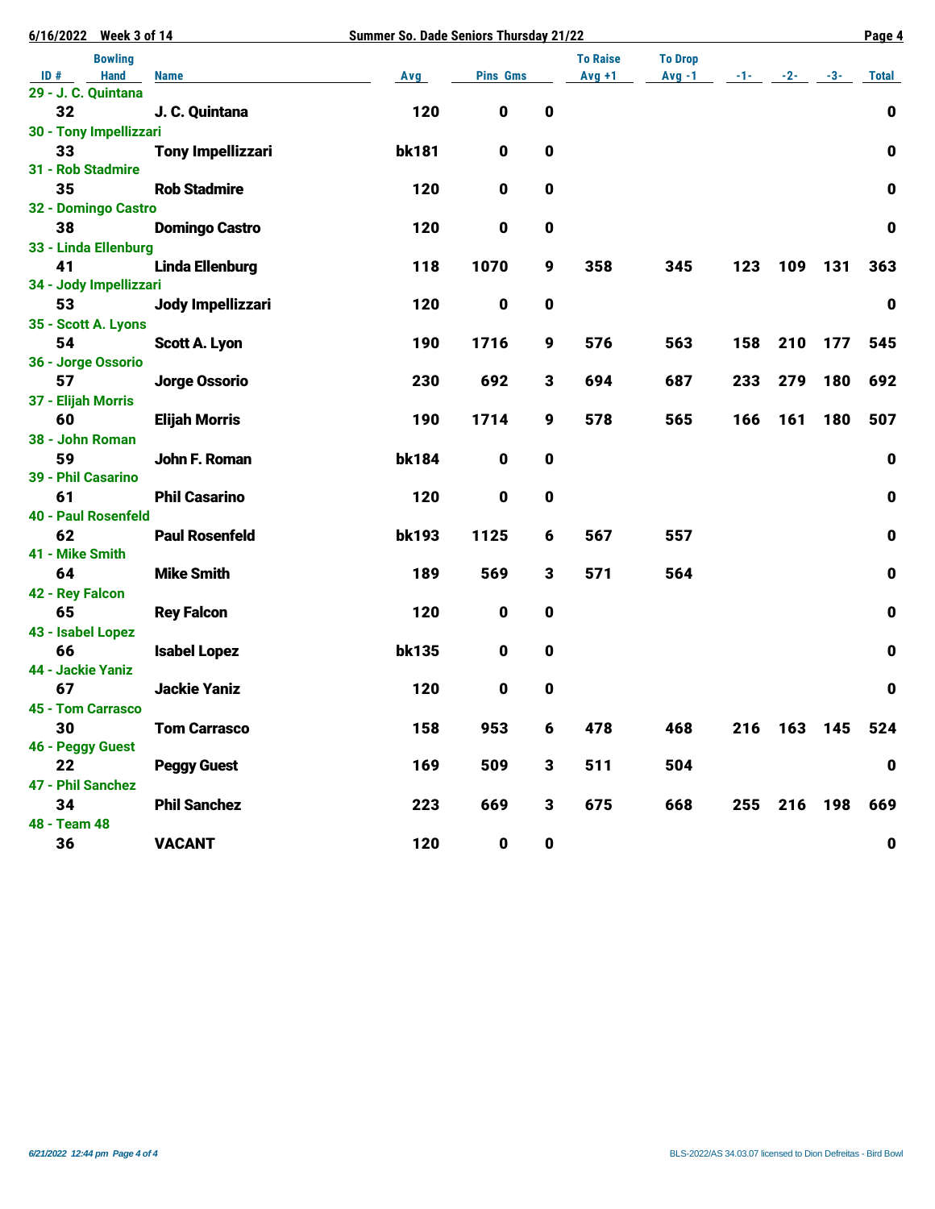| ID # | Bowling Hand | Name | Avg | Pins | Gms | To Raise Avg +1 | To Drop Avg -1 | -1- | -2- | -3- | Total |
|---|---|---|---|---|---|---|---|---|---|---|---|
| 29 - J. C. Quintana | | | | | | | | | | | |
| 32 | | J. C. Quintana | 120 | 0 | 0 | | | | | | 0 |
| 30 - Tony Impellizzari | | | | | | | | | | | |
| 33 | | Tony Impellizzari | bk181 | 0 | 0 | | | | | | 0 |
| 31 - Rob Stadmire | | | | | | | | | | | |
| 35 | | Rob Stadmire | 120 | 0 | 0 | | | | | | 0 |
| 32 - Domingo Castro | | | | | | | | | | | |
| 38 | | Domingo Castro | 120 | 0 | 0 | | | | | | 0 |
| 33 - Linda Ellenburg | | | | | | | | | | | |
| 41 | | Linda Ellenburg | 118 | 1070 | 9 | 358 | 345 | 123 | 109 | 131 | 363 |
| 34 - Jody Impellizzari | | | | | | | | | | | |
| 53 | | Jody Impellizzari | 120 | 0 | 0 | | | | | | 0 |
| 35 - Scott A. Lyons | | | | | | | | | | | |
| 54 | | Scott A. Lyon | 190 | 1716 | 9 | 576 | 563 | 158 | 210 | 177 | 545 |
| 36 - Jorge Ossorio | | | | | | | | | | | |
| 57 | | Jorge Ossorio | 230 | 692 | 3 | 694 | 687 | 233 | 279 | 180 | 692 |
| 37 - Elijah Morris | | | | | | | | | | | |
| 60 | | Elijah Morris | 190 | 1714 | 9 | 578 | 565 | 166 | 161 | 180 | 507 |
| 38 - John Roman | | | | | | | | | | | |
| 59 | | John F. Roman | bk184 | 0 | 0 | | | | | | 0 |
| 39 - Phil Casarino | | | | | | | | | | | |
| 61 | | Phil Casarino | 120 | 0 | 0 | | | | | | 0 |
| 40 - Paul Rosenfeld | | | | | | | | | | | |
| 62 | | Paul Rosenfeld | bk193 | 1125 | 6 | 567 | 557 | | | | 0 |
| 41 - Mike Smith | | | | | | | | | | | |
| 64 | | Mike Smith | 189 | 569 | 3 | 571 | 564 | | | | 0 |
| 42 - Rey Falcon | | | | | | | | | | | |
| 65 | | Rey Falcon | 120 | 0 | 0 | | | | | | 0 |
| 43 - Isabel Lopez | | | | | | | | | | | |
| 66 | | Isabel Lopez | bk135 | 0 | 0 | | | | | | 0 |
| 44 - Jackie Yaniz | | | | | | | | | | | |
| 67 | | Jackie Yaniz | 120 | 0 | 0 | | | | | | 0 |
| 45 - Tom Carrasco | | | | | | | | | | | |
| 30 | | Tom Carrasco | 158 | 953 | 6 | 478 | 468 | 216 | 163 | 145 | 524 |
| 46 - Peggy Guest | | | | | | | | | | | |
| 22 | | Peggy Guest | 169 | 509 | 3 | 511 | 504 | | | | 0 |
| 47 - Phil Sanchez | | | | | | | | | | | |
| 34 | | Phil Sanchez | 223 | 669 | 3 | 675 | 668 | 255 | 216 | 198 | 669 |
| 48 - Team 48 | | | | | | | | | | | |
| 36 | | VACANT | 120 | 0 | 0 | | | | | | 0 |